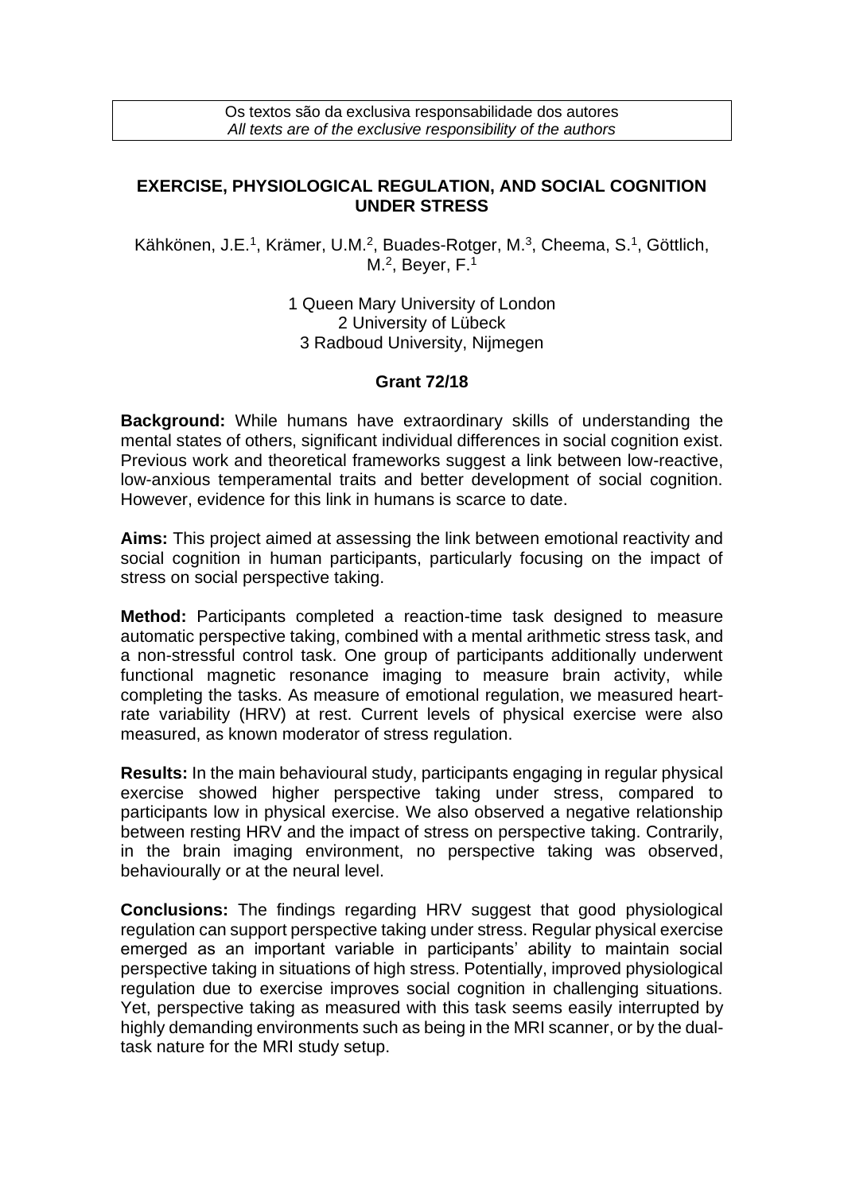Os textos são da exclusiva responsabilidade dos autores
*All texts are of the exclusive responsibility of the authors*

# EXERCISE, PHYSIOLOGICAL REGULATION, AND SOCIAL COGNITION UNDER STRESS

Kähkönen, J.E.[1], Krämer, U.M.[2], Buades-Rotger, M.[3], Cheema, S.[1], Göttlich, M.[2], Beyer, F.[1]

1 Queen Mary University of London
2 University of Lübeck
3 Radboud University, Nijmegen

**Grant 72/18**

**Background:** While humans have extraordinary skills of understanding the mental states of others, significant individual differences in social cognition exist. Previous work and theoretical frameworks suggest a link between low-reactive, low-anxious temperamental traits and better development of social cognition. However, evidence for this link in humans is scarce to date.

**Aims:** This project aimed at assessing the link between emotional reactivity and social cognition in human participants, particularly focusing on the impact of stress on social perspective taking.

**Method:** Participants completed a reaction-time task designed to measure automatic perspective taking, combined with a mental arithmetic stress task, and a non-stressful control task. One group of participants additionally underwent functional magnetic resonance imaging to measure brain activity, while completing the tasks. As measure of emotional regulation, we measured heart-rate variability (HRV) at rest. Current levels of physical exercise were also measured, as known moderator of stress regulation.

**Results:** In the main behavioural study, participants engaging in regular physical exercise showed higher perspective taking under stress, compared to participants low in physical exercise. We also observed a negative relationship between resting HRV and the impact of stress on perspective taking. Contrarily, in the brain imaging environment, no perspective taking was observed, behaviourally or at the neural level.

**Conclusions:** The findings regarding HRV suggest that good physiological regulation can support perspective taking under stress. Regular physical exercise emerged as an important variable in participants' ability to maintain social perspective taking in situations of high stress. Potentially, improved physiological regulation due to exercise improves social cognition in challenging situations. Yet, perspective taking as measured with this task seems easily interrupted by highly demanding environments such as being in the MRI scanner, or by the dual-task nature for the MRI study setup.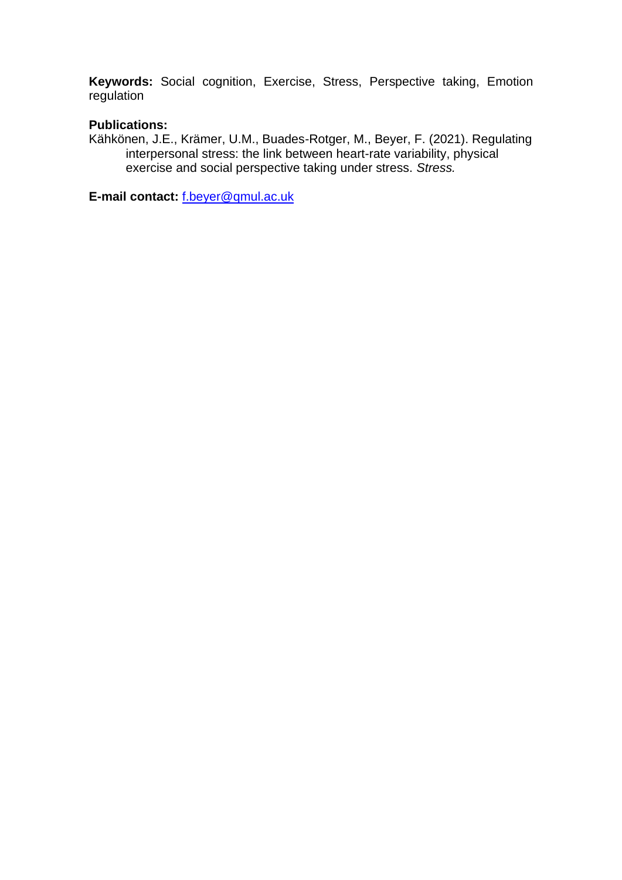**Keywords:** Social cognition, Exercise, Stress, Perspective taking, Emotion regulation

**Publications:**

Kähkönen, J.E., Krämer, U.M., Buades-Rotger, M., Beyer, F. (2021). Regulating interpersonal stress: the link between heart-rate variability, physical exercise and social perspective taking under stress. *Stress.*

**E-mail contact:** f.beyer@qmul.ac.uk